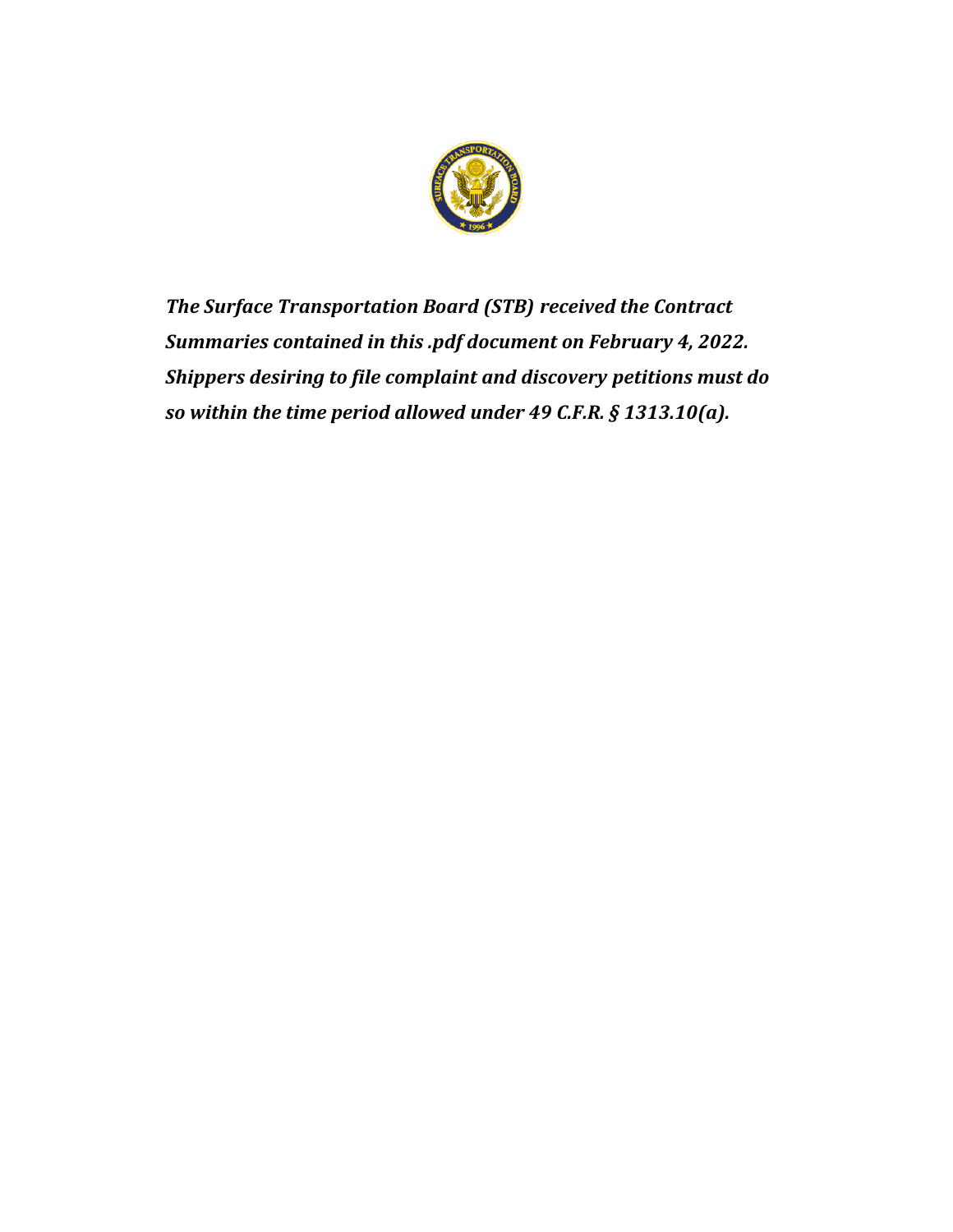***The Surface Transportation Board (STB) received the Contract Summaries contained in this .pdf document on February 4, 2022. Shippers desiring to file complaint and discovery petitions must do so within the time period allowed under 49 C.F.R. § 1313.10(a).***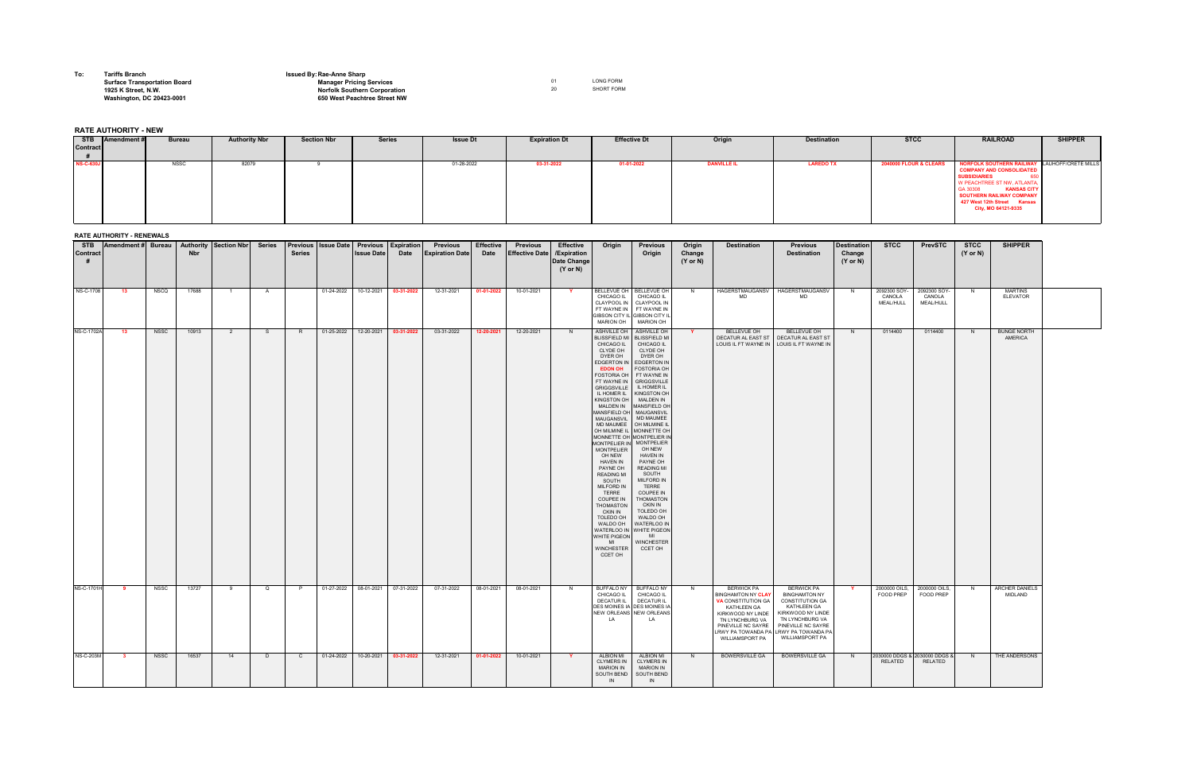**To:** **Tariffs Branch**
**Surface Transportation Board**
**1925 K Street, N.W.**
**Washington, DC 20423-0001**

**Issued By: Rae-Anne Sharp**
**Manager Pricing Services**
**Norfolk Southern Corporation**
**650 West Peachtree Street NW**

01 LONG FORM
20 SHORT FORM

## RATE AUTHORITY - NEW

| STB Contract # | Amendment # | Bureau | Authority Nbr | Section Nbr | Series | Issue Dt | Expiration Dt | Effective Dt | Origin | Destination | STCC | RAILROAD | SHIPPER |
|---|---|---|---|---|---|---|---|---|---|---|---|---|---|
| NS-C-630J | | NSSC | 82079 | 9 | | 01-28-2022 | 03-31-2022 | 01-01-2022 | DANVILLE IL | LAREDO TX | 2040000 FLOUR & CLEARS | NORFOLK SOUTHERN RAILWAY COMPANY AND CONSOLIDATED SUBSIDIARIES 650 W PEACHTREE ST NW, ATLANTA, GA 30308 KANSAS CITY SOUTHERN RAILWAY COMPANY 427 West 12th Street Kansas City, MO 64121-9335 | LAUHOFF/CRETE MILLS |

## RATE AUTHORITY - RENEWALS

| STB Contract # | Amendment # | Bureau | Authority Nbr | Section Nbr | Series | Previous Series | Issue Date | Previous Issue Date | Expiration Date | Previous Expiration Date | Effective Date | Previous Effective Date | Effective /Expiration Date Change (Y or N) | Origin | Previous Origin | Origin Change (Y or N) | Destination | Previous Destination | Destination Change (Y or N) | STCC | PrevSTC | STCC (Y or N) | SHIPPER |
|---|---|---|---|---|---|---|---|---|---|---|---|---|---|---|---|---|---|---|---|---|---|---|---|
| NS-C-1708 | 13 | NSCQ | 17688 | 1 | A | | 01-24-2022 | 10-12-2021 | 03-31-2022 | 12-31-2021 | 01-01-2022 | 10-01-2021 | Y | BELLEVUE OH CHICAGO IL CLAYPOOL IN FT WAYNE IN GIBSON CITY IL MARION OH | BELLEVUE OH CHICAGO IL CLAYPOOL IN FT WAYNE IN GIBSON CITY IL MARION OH | N | HAGERSTMAUGANSV MD | HAGERSTMAUGANSV MD | N | 2092300 SOY-CANOLA MEAL/HULL | 2092300 SOY-CANOLA MEAL/HULL | N | MARTINS ELEVATOR |
| NS-C-1702A | 13 | NSSC | 10913 | 2 | S | R | 01-25-2022 | 12-20-2021 | 03-31-2022 | 03-31-2022 | 12-20-2021 | 12-20-2021 | N | ASHVILLE OH BLISSFIELD MI CHICAGO IL CLYDE OH DYER OH EDGERTON IN EDON OH FOSTORIA OH FT WAYNE IN GRIGGSVILLE IL HOMER IL KINGSTON OH MALDEN IN MANSFIELD OH MAUGANSVIL MD MAUMEE OH MILMINE IL MONNETTE OH MONTPELIER IN MONTPELIER OH NEW HAVEN IN PAYNE OH READING MI SOUTH MILFORD IN TERRE COUPEE IN THOMASTON CKIN IN TOLEDO OH WALDO OH WATERLOO IN WHITE PIGEON MI WINCHESTER CCET OH | ASHVILLE OH BLISSFIELD MI CHICAGO IL CLYDE OH DYER OH EDGERTON IN FOSTORIA OH FT WAYNE IN GRIGGSVILLE IL HOMER IL KINGSTON OH MALDEN IN MANSFIELD OH MAUGANSVIL MD MAUMEE OH MILMINE IL MONNETTE OH MONTPELIER IN MONTPELIER OH NEW HAVEN IN PAYNE OH READING MI SOUTH MILFORD IN TERRE COUPEE IN THOMASTON CKIN IN TOLEDO OH WALDO OH WATERLOO IN WHITE PIGEON MI WINCHESTER CCET OH | Y | BELLEVUE OH DECATUR AL EAST ST LOUIS IL FT WAYNE IN | BELLEVUE OH DECATUR AL EAST ST LOUIS IL FT WAYNE IN | N | 0114400 | 0114400 | N | BUNGE NORTH AMERICA |
| NS-C-1701H | 9 | NSSC | 13727 | 9 | Q | P | 01-27-2022 | 08-01-2021 | 07-31-2022 | 07-31-2022 | 08-01-2021 | 08-01-2021 | N | BUFFALO NY CHICAGO IL DECATUR IL DES MOINES IA NEW ORLEANS LA | BUFFALO NY CHICAGO IL DECATUR IL DES MOINES IA NEW ORLEANS LA | N | BERWICK PA BINGHAMTON NY CLAY VA CONSTITUTION GA KATHLEEN GA KIRKWOOD NY LINDE TN LYNCHBURG VA PINEVILLE NC SAYRE LRWY PA TOWANDA PA WILLIAMSPORT PA | BERWICK PA BINGHAMTON NY CONSTITUTION GA KATHLEEN GA KIRKWOOD NY LINDE TN LYNCHBURG VA PINEVILLE NC SAYRE LRWY PA TOWANDA PA WILLIAMSPORT PA | Y | 2000000 OILS, FOOD PREP | 2000000 OILS, FOOD PREP | N | ARCHER DANIELS MIDLAND |
| NS-C-203M | 3 | NSSC | 16537 | 14 | D | C | 01-24-2022 | 10-20-2021 | 03-31-2022 | 12-31-2021 | 01-01-2022 | 10-01-2021 | Y | ALBION MI CLYMERS IN MARION IN SOUTH BEND IN | ALBION MI CLYMERS IN MARION IN SOUTH BEND IN | N | BOWERSVILLE GA | BOWERSVILLE GA | N | 2030000 DDGS & RELATED | 2030000 DDGS & RELATED | N | THE ANDERSONS |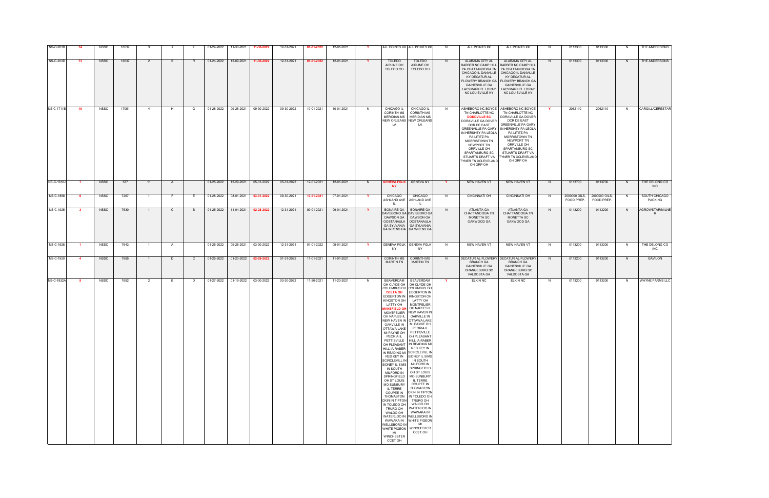| NS-C-203B | 14 | NSSC | 16537 | 3 | J | I | 01-24-2022 | 11-30-2021 | 11-30-2022 | 12-31-2021 | 01-01-2022 | 12-01-2021 | Y | ALL POINTS XX | ALL POINTS XX | N | ALL POINTS XX | ALL POINTS XX | N | 0113300 | 0113300 | N | THE ANDERSONS |
|---|---|---|---|---|---|---|---|---|---|---|---|---|---|---|---|---|---|---|---|---|---|---|---|
| NS-C-203D | 13 | NSSC | 16537 | 2 | S | R | 01-24-2022 | 12-09-2021 | 11-30-2022 | 12-31-2021 | 01-01-2022 | 12-01-2021 | Y | TOLEDO AIRLINE OH TOLEDO OH | TOLEDO AIRLINE OH TOLEDO OH | N | ALABAMA CITY AL BARBER NC CAMP HILL PA CHATTANOOGA TN CHICAGO IL DANVILLE KY DECATUR AL FLOWERY BRANCH GA GAINESVILLE GA LACYMARK FL LORAY NC LOUISVILLE KY | ALABAMA CITY AL BARBER NC CAMP HILL PA CHATTANOOGA TN CHICAGO IL DANVILLE KY DECATUR AL FLOWERY BRANCH GA GAINESVILLE GA LACYMARK FL LORAY NC LOUISVILLE KY | N | 0113300 | 0113300 | N | THE ANDERSONS |
| NS-C-1711B | 10 | NSSC | 17051 | 4 | H | G | 01-28-2022 | 09-28-2021 | 09-30-2022 | 09-30-2022 | 10-01-2021 | 10-01-2021 | N | CHICAGO IL CORINTH MS MERIDIAN MS NEW ORLEANS LA | CHICAGO IL CORINTH MS MERIDIAN MS NEW ORLEANS LA | N | ASHEBORO NC BOYCE TN CHARLOTTE NC DODDVILLE SC DORAVILLE GA DOVER DCR DE EAST GREENVILLE PA GARY IN HERSHEY PA LEOLA PA LITITZ PA MORRISTOWN TN NEWPORT TN ORRVILLE OH SPARTANBURG SC STUARTS DRAFT VA TYNER TN XCLEVELAND OH GRP OH | ASHEBORO NC BOYCE TN CHARLOTTE NC DORAVILLE GA DOVER DCR DE EAST GREENVILLE PA GARY IN HERSHEY PA LEOLA PA LITITZ PA MORRISTOWN TN NEWPORT TN ORRVILLE OH SPARTANBURG SC STUARTS DRAFT VA TYNER TN XCLEVELAND OH GRP OH | Y | 2062110 | 2062110 | N | CARGILL/CERESTAR |
| NS-C-1610J | 1 | NSSC | 537 | 11 | A | | 01-25-2022 | 12-29-2021 | 05-31-2022 | 05-31-2022 | 12-01-2021 | 12-01-2021 | N | GENEVA FGLK NY | GENEVA NY | Y | NEW HAVEN VT | NEW HAVEN VT | N | 0113700 | 0113700 | N | THE DELONG CO INC |
| NS-C-1898 | 6 | NSSC | 7267 | 1 | F | E | 01-28-2022 | 08-01-2021 | 03-31-2022 | 09-30-2021 | 10-01-2021 | 07-01-2021 | Y | CHICAGO ASHLAND AVE IL | CHICAGO ASHLAND AVE IL | N | CINCINNATI OH | CINCINNATI OH | N | 2000000 OILS, FOOD PREP. | 2000000 OILS, FOOD PREP. | N | SOUTH CHICAGO PACKING |
| NS-C-1925 | 3 | NSSC | 7630 | 1 | C | B | 01-25-2022 | 11-04-2021 | 02-28-2022 | 12-31-2021 | 09-01-2021 | 09-01-2021 | Y | BONAIRE GA DAVISBORO GA DAWSON GA OOSTANAULA GA SYLVANIA GA WRENS GA | BONAIRE GA DAVISBORO GA DAWSON GA OOSTANAULA GA SYLVANIA GA WRENS GA | N | ATLANTA GA CHATTANOOGA TN MONETTA SC OAKWOOD GA | ATLANTA GA CHATTANOOGA TN MONETTA SC OAKWOOD GA | N | 0113200 | 0113200 | N | AGROWSTAR/MILNER |
| NS-C-1928 | 1 | NSSC | 7643 | 1 | A | | 01-25-2022 | 09-28-2021 | 03-30-2022 | 12-31-2021 | 01-01-2022 | 09-01-2021 | Y | GENEVA FGLK NY | GENEVA FGLK NY | N | NEW HAVEN VT | NEW HAVEN VT | N | 0113200 | 0113200 | N | THE DELONG CO INC |
| NS-C-1920 | 4 | NSSC | 7685 | 1 | D | C | 01-25-2022 | 01-20-2022 | 02-28-2022 | 01-31-2022 | 11-01-2021 | 11-01-2021 | Y | CORINTH MS MARTIN TN | CORINTH MS MARTIN TN | N | DECATUR AL FLOWERY BRANCH GA GAINESVILLE GA ORANGEBURG SC VALDOSTA GA | DECATUR AL FLOWERY BRANCH GA GAINESVILLE GA ORANGEBURG SC VALDOSTA GA | N | 0113200 | 0113200 | N | GAVILON |
| NS-C-1932A | 5 | NSSC | 7692 | 2 | E | D | 01-27-2022 | 01-19-2022 | 03-30-2022 | 03-30-2022 | 11-20-2021 | 11-20-2021 | N | BEAVERDAM OH CLYDE OH COLUMBUS OH DELTA OH EDGERTON IN KINGSTON OH LATTY OH MANSFIELD OH MONTPELIER OH NAPLES IL NEW HAVEN IN OAKVILLE IN OTTAWA LAKE MI PAYNE OH PEORIA IL PETTISVILLE OH PLEASANT HILL IA RABER IN READING MI RED KEY IN SCIRCLEVILL IN SIDNEY IL SIMS IN SOUTH MILFORD IN SPRINGFIELD OH ST LOUIS MO SUNBURY IL TERRE COUPEE IN THOMASTON CKIN IN TIPTON IN TOLEDO OH TRURO OH WALDO OH WATERLOO IN WAWAKA IN WELLSBORO IN WHITE PIGEON MI WINCHESTER CCET OH | BEAVERDAM OH CLYDE OH COLUMBUS OH EDGERTON IN KINGSTON OH LATTY OH MONTPELIER OH NAPLES IL NEW HAVEN IN OAKVILLE IN OTTAWA LAKE MI PAYNE OH PEORIA IL PETTISVILLE OH PLEASANT HILL IA RABER IN READING MI RED KEY IN SCIRCLEVILL IN SIDNEY IL SIMS IN SOUTH MILFORD IN SPRINGFIELD OH ST LOUIS MO SUNBURY IL TERRE COUPEE IN THOMASTON CKIN IN TIPTON IN TOLEDO OH TRURO OH WALDO OH WATERLOO IN WAWAKA IN WELLSBORO IN WHITE PIGEON MI WINCHESTER CCET OH | Y | ELKIN NC | ELKIN NC | N | 0113200 | 0113200 | N | WAYNE FARMS LLC |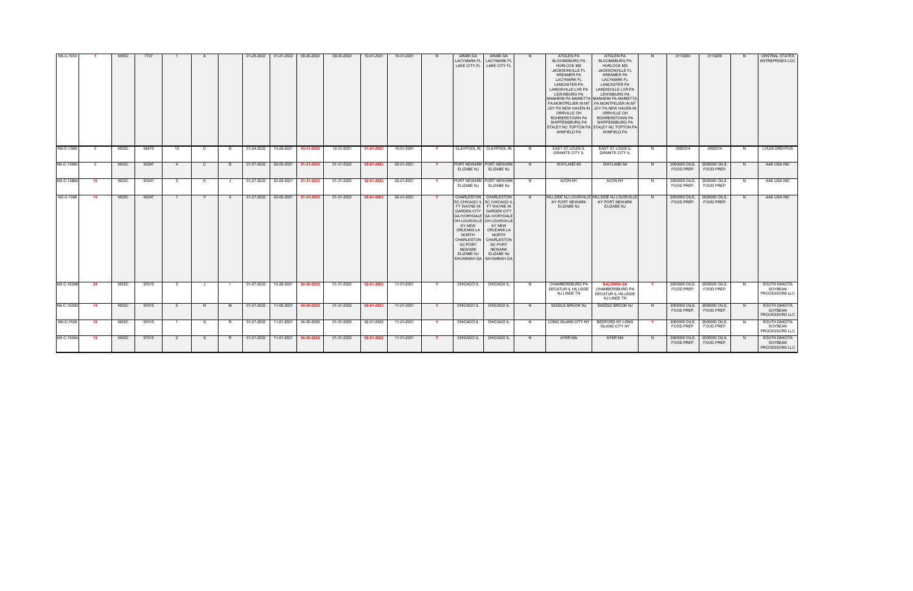| | | | | | | | | | | | | | | | | | | | | | | | | | |
|---|---|---|---|---|---|---|---|---|---|---|---|---|---|---|---|---|---|---|---|---|---|---|---|---|---|
| NS-C-1933 | 1 | NSSC | 7737 | 1 | A | | 01-25-2022 | 01-21-2022 | 09-30-2022 | 09-30-2022 | 10-01-2021 | 10-01-2021 | N | ARABI GA LACYMARK FL LAKE CITY FL | ARABI GA LACYMARK FL LAKE CITY FL | N | ATGLEN PA BLOOMSBURG PA HURLOCK MD JACKSONVILLE FL KREAMER PA LACYMARK FL LANCASTER PA LANDISVILLE LVR PA LEWISBURG PA MANHEIM PA MARIETTA PA MONTPELIER IN MT JOY PA NEW HAVEN IN ORRVILLE OH ROHRERSTOWN PA SHIPPENSBURG PA STALEY NC TOPTON PA WINFIELD PA | ATGLEN PA BLOOMSBURG PA HURLOCK MD JACKSONVILLE FL KREAMER PA LACYMARK FL LANCASTER PA LANDISVILLE LVR PA LEWISBURG PA MANHEIM PA MARIETTA PA MONTPELIER IN MT JOY PA NEW HAVEN IN ORRVILLE OH ROHRERSTOWN PA SHIPPENSBURG PA STALEY NC TOPTON PA WINFIELD PA | N | 0113200 | 0113200 | N | CENTRAL STATES ENTREPRISES LCC |
| NS-C-1385I | 3 | NSSC | 92475 | 12 | C | B | 01-24-2022 | 10-29-2021 | 03-31-2022 | 12-31-2021 | 01-01-2022 | 10-01-2021 | Y | CLAYPOOL IN | CLAYPOOL IN | N | EAST ST LOUIS IL GRANITE CITY IL | EAST ST LOUIS IL GRANITE CITY IL | N | 2092314 | 2092314 | N | LOUIS DREYFUS |
| NS-C-1388C | 3 | NSSC | 93347 | 4 | C | B | 01-27-2022 | 02-05-2021 | 01-31-2023 | 01-31-2022 | 02-01-2022 | 02-01-2021 | Y | PORT NEWARK ELIZABE NJ | PORT NEWARK ELIZABE NJ | N | WAYLAND MI | WAYLAND MI | N | 2000000 OILS, FOOD PREP. | 2000000 OILS, FOOD PREP. | N | AAK USA INC |
| NS-C-1388A | 10 | NSSC | 93347 | 2 | K | J | 01-27-2022 | 02-05-2021 | 01-31-2023 | 01-31-2022 | 02-01-2022 | 02-01-2021 | Y | PORT NEWARK ELIZABE NJ | PORT NEWARK ELIZABE NJ | N | AVON NY | AVON NY | N | 2000000 OILS, FOOD PREP. | 2000000 OILS, FOOD PREP. | N | AAK USA INC |
| NS-C-1388 | 14 | NSSC | 93347 | 1 | Y | X | 01-27-2022 | 02-05-2021 | 01-31-2023 | 01-31-2022 | 02-01-2022 | 02-01-2021 | Y | CHARLESTON SC CHICAGO IL FT WAYNE IN GARDEN CITY GA IVORYDALE OH LOUISVILLE KY NEW ORLEANS LA NORTH CHARLESTON SC PORT NEWARK ELIZABE NJ SAVANNAH GA | CHARLESTON SC CHICAGO IL FT WAYNE IN GARDEN CITY GA IVORYDALE OH LOUISVILLE KY NEW ORLEANS LA NORTH CHARLESTON SC PORT NEWARK ELIZABE NJ SAVANNAH GA | N | HILLSIDE NJ LOUISVILLE KY PORT NEWARK ELIZABE NJ | HILLSIDE NJ LOUISVILLE KY PORT NEWARK ELIZABE NJ | N | 2000000 OILS, FOOD PREP. | 2000000 OILS, FOOD PREP. | N | AAK USA INC |
| NS-C-1529B | 24 | NSSC | 97015 | 3 | J | I | 01-27-2022 | 10-29-2021 | 04-30-2022 | 01-31-2022 | 02-01-2022 | 11-01-2021 | Y | CHICAGO IL | CHICAGO IL | N | CHAMBERSBURG PA DECATUR IL HILLSIDE NJ LINDE TN | BALDWIN GA CHAMBERSBURG PA DECATUR IL HILLSIDE NJ LINDE TN | Y | 2000000 OILS, FOOD PREP. | 2000000 OILS, FOOD PREP. | N | SOUTH DAKOTA SOYBEAN PROCESSORS LLC |
| NS-C-1529D | 14 | NSSC | 97015 | 5 | N | M | 01-27-2022 | 11-05-2021 | 04-30-2022 | 01-31-2022 | 02-01-2022 | 11-01-2021 | Y | CHICAGO IL | CHICAGO IL | N | SADDLE BROOK NJ | SADDLE BROOK NJ | N | 2000000 OILS, FOOD PREP. | 2000000 OILS, FOOD PREP. | N | SOUTH DAKOTA SOYBEAN PROCESSORS LLC |
| NS-C-1529 | 19 | NSSC | 97015 | 1 | S | R | 01-27-2022 | 11-01-2021 | 04-30-2022 | 01-31-2022 | 02-01-2022 | 11-01-2021 | Y | CHICAGO IL | CHICAGO IL | N | LONG ISLAND CITY NY | BEDFORD NY LONG ISLAND CITY NY | Y | 2000000 OILS, FOOD PREP. | 2000000 OILS, FOOD PREP. | N | SOUTH DAKOTA SOYBEAN PROCESSORS LLC |
| NS-C-1529A | 18 | NSSC | 97015 | 2 | S | R | 01-27-2022 | 11-01-2021 | 04-30-2022 | 01-31-2022 | 02-01-2022 | 11-01-2021 | Y | CHICAGO IL | CHICAGO IL | N | AYER MA | AYER MA | N | 2000000 OILS, FOOD PREP. | 2000000 OILS, FOOD PREP. | N | SOUTH DAKOTA SOYBEAN PROCESSORS LLC |